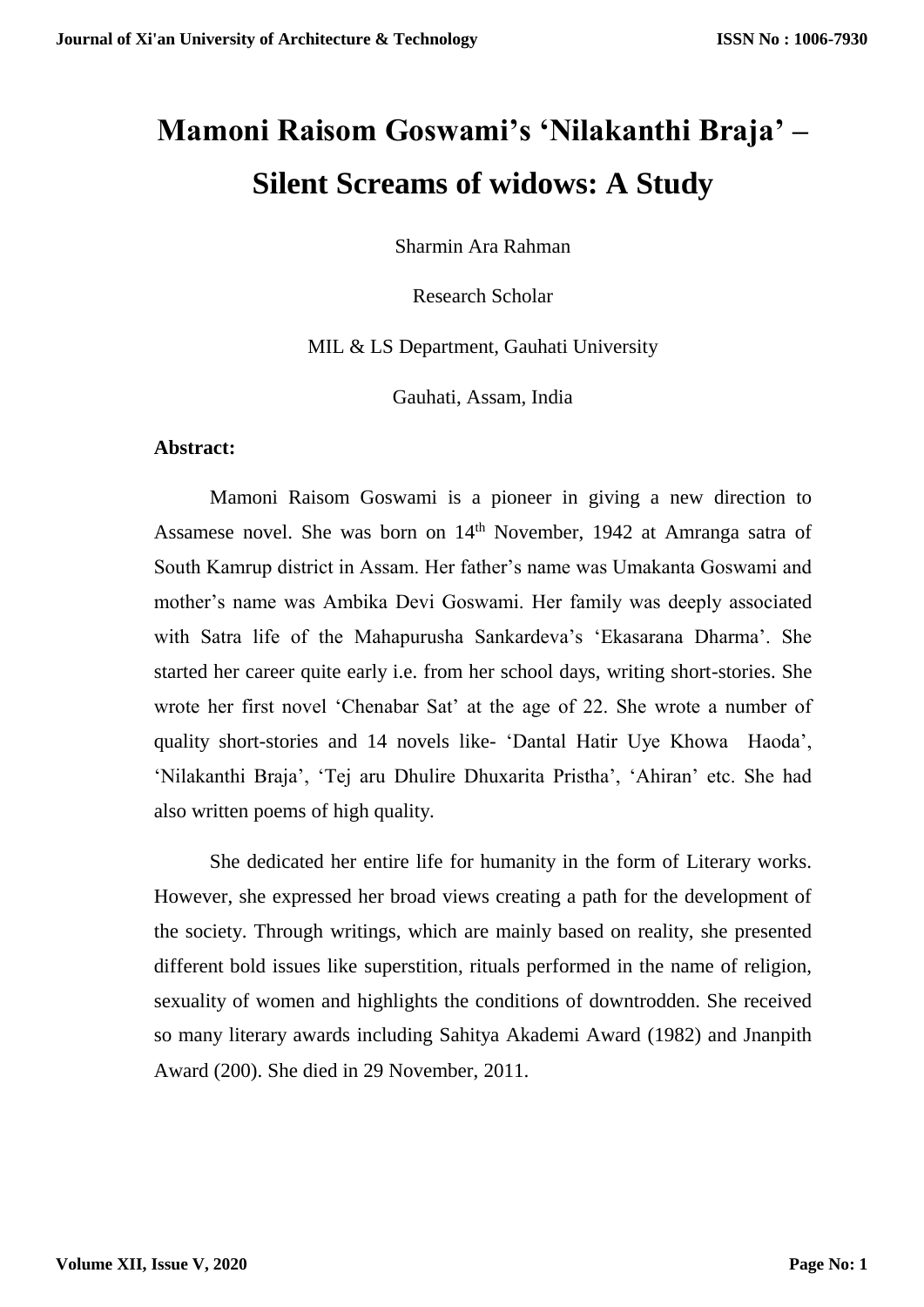# Mamoni Raisom Goswami's 'Nilakanthi Braja' – Silent Screams of widows: A Study

Sharmin Ara Rahman

Research Scholar

MIL & LS Department, Gauhati University

Gauhati, Assam, India

**Abstract:**

Mamoni Raisom Goswami is a pioneer in giving a new direction to Assamese novel. She was born on 14th November, 1942 at Amranga satra of South Kamrup district in Assam. Her father's name was Umakanta Goswami and mother's name was Ambika Devi Goswami. Her family was deeply associated with Satra life of the Mahapurusha Sankardeva's 'Ekasarana Dharma'. She started her career quite early i.e. from her school days, writing short-stories. She wrote her first novel 'Chenabar Sat' at the age of 22. She wrote a number of quality short-stories and 14 novels like- 'Dantal Hatir Uye Khowa Haoda', 'Nilakanthi Braja', 'Tej aru Dhulire Dhuxarita Pristha', 'Ahiran' etc. She had also written poems of high quality.

She dedicated her entire life for humanity in the form of Literary works. However, she expressed her broad views creating a path for the development of the society. Through writings, which are mainly based on reality, she presented different bold issues like superstition, rituals performed in the name of religion, sexuality of women and highlights the conditions of downtrodden. She received so many literary awards including Sahitya Akademi Award (1982) and Jnanpith Award (200). She died in 29 November, 2011.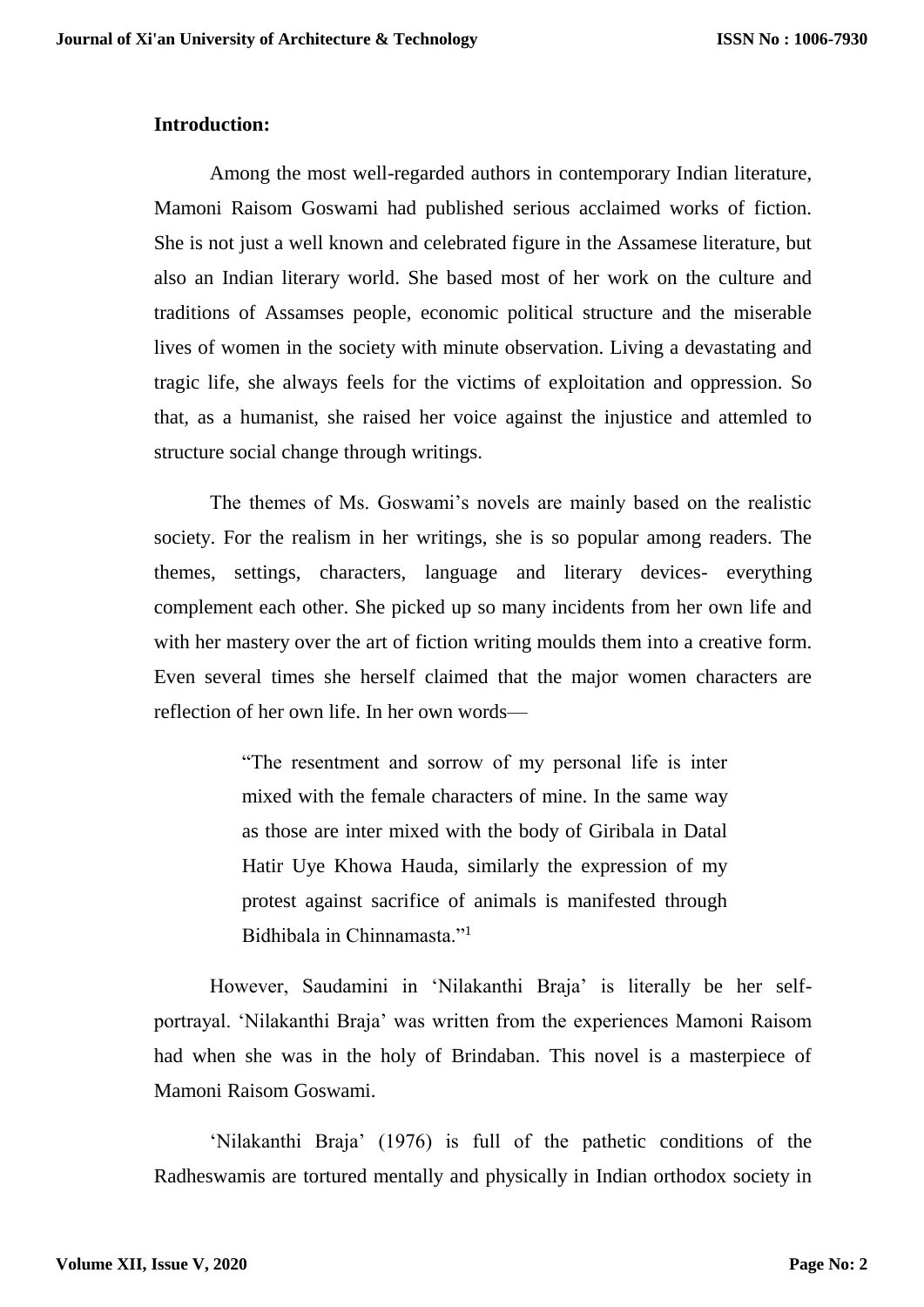**Introduction:**

Among the most well-regarded authors in contemporary Indian literature, Mamoni Raisom Goswami had published serious acclaimed works of fiction. She is not just a well known and celebrated figure in the Assamese literature, but also an Indian literary world. She based most of her work on the culture and traditions of Assamses people, economic political structure and the miserable lives of women in the society with minute observation. Living a devastating and tragic life, she always feels for the victims of exploitation and oppression. So that, as a humanist, she raised her voice against the injustice and attemled to structure social change through writings.

The themes of Ms. Goswami's novels are mainly based on the realistic society. For the realism in her writings, she is so popular among readers. The themes, settings, characters, language and literary devices- everything complement each other. She picked up so many incidents from her own life and with her mastery over the art of fiction writing moulds them into a creative form. Even several times she herself claimed that the major women characters are reflection of her own life. In her own words—

> "The resentment and sorrow of my personal life is inter mixed with the female characters of mine. In the same way as those are inter mixed with the body of Giribala in Datal Hatir Uye Khowa Hauda, similarly the expression of my protest against sacrifice of animals is manifested through Bidhibala in Chinnamasta."[1]

However, Saudamini in 'Nilakanthi Braja' is literally be her self-portrayal. 'Nilakanthi Braja' was written from the experiences Mamoni Raisom had when she was in the holy of Brindaban. This novel is a masterpiece of Mamoni Raisom Goswami.

'Nilakanthi Braja' (1976) is full of the pathetic conditions of the Radheswamis are tortured mentally and physically in Indian orthodox society in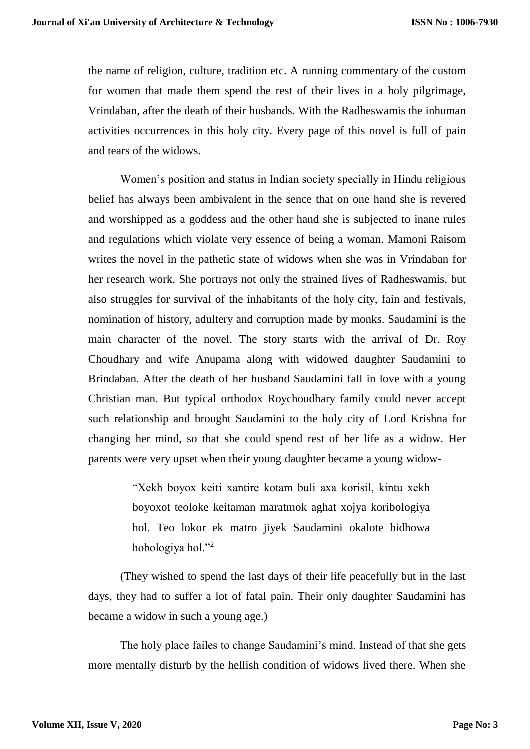the name of religion, culture, tradition etc. A running commentary of the custom for women that made them spend the rest of their lives in a holy pilgrimage, Vrindaban, after the death of their husbands. With the Radheswamis the inhuman activities occurrences in this holy city. Every page of this novel is full of pain and tears of the widows.

Women's position and status in Indian society specially in Hindu religious belief has always been ambivalent in the sence that on one hand she is revered and worshipped as a goddess and the other hand she is subjected to inane rules and regulations which violate very essence of being a woman. Mamoni Raisom writes the novel in the pathetic state of widows when she was in Vrindaban for her research work. She portrays not only the strained lives of Radheswamis, but also struggles for survival of the inhabitants of the holy city, fain and festivals, nomination of history, adultery and corruption made by monks. Saudamini is the main character of the novel. The story starts with the arrival of Dr. Roy Choudhary and wife Anupama along with widowed daughter Saudamini to Brindaban. After the death of her husband Saudamini fall in love with a young Christian man. But typical orthodox Roychoudhary family could never accept such relationship and brought Saudamini to the holy city of Lord Krishna for changing her mind, so that she could spend rest of her life as a widow. Her parents were very upset when their young daughter became a young widow-

> "Xekh boyox keiti xantire kotam buli axa korisil, kintu xekh boyoxot teoloke keitaman maratmok aghat xojya koribologiya hol. Teo lokor ek matro jiyek Saudamini okalote bidhowa hobologiya hol."[2]

(They wished to spend the last days of their life peacefully but in the last days, they had to suffer a lot of fatal pain. Their only daughter Saudamini has became a widow in such a young age.)

The holy place failes to change Saudamini's mind. Instead of that she gets more mentally disturb by the hellish condition of widows lived there. When she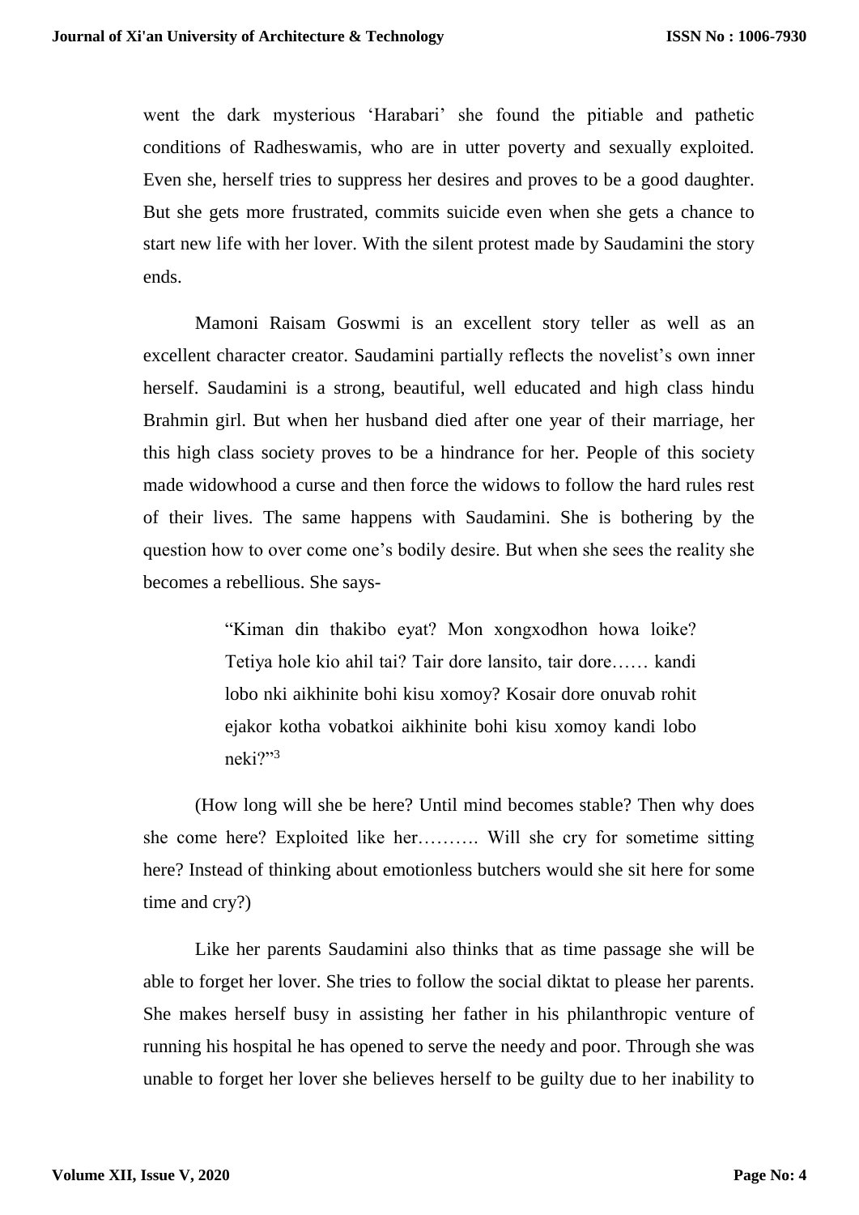went the dark mysterious 'Harabari' she found the pitiable and pathetic conditions of Radheswamis, who are in utter poverty and sexually exploited. Even she, herself tries to suppress her desires and proves to be a good daughter. But she gets more frustrated, commits suicide even when she gets a chance to start new life with her lover. With the silent protest made by Saudamini the story ends.

Mamoni Raisam Goswmi is an excellent story teller as well as an excellent character creator. Saudamini partially reflects the novelist's own inner herself. Saudamini is a strong, beautiful, well educated and high class hindu Brahmin girl. But when her husband died after one year of their marriage, her this high class society proves to be a hindrance for her. People of this society made widowhood a curse and then force the widows to follow the hard rules rest of their lives. The same happens with Saudamini. She is bothering by the question how to over come one's bodily desire. But when she sees the reality she becomes a rebellious. She says-

> "Kiman din thakibo eyat? Mon xongxodhon howa loike? Tetiya hole kio ahil tai? Tair dore lansito, tair dore…… kandi lobo nki aikhinite bohi kisu xomoy? Kosair dore onuvab rohit ejakor kotha vobatkoi aikhinite bohi kisu xomoy kandi lobo neki?"[3]

(How long will she be here? Until mind becomes stable? Then why does she come here? Exploited like her………. Will she cry for sometime sitting here? Instead of thinking about emotionless butchers would she sit here for some time and cry?)

Like her parents Saudamini also thinks that as time passage she will be able to forget her lover. She tries to follow the social diktat to please her parents. She makes herself busy in assisting her father in his philanthropic venture of running his hospital he has opened to serve the needy and poor. Through she was unable to forget her lover she believes herself to be guilty due to her inability to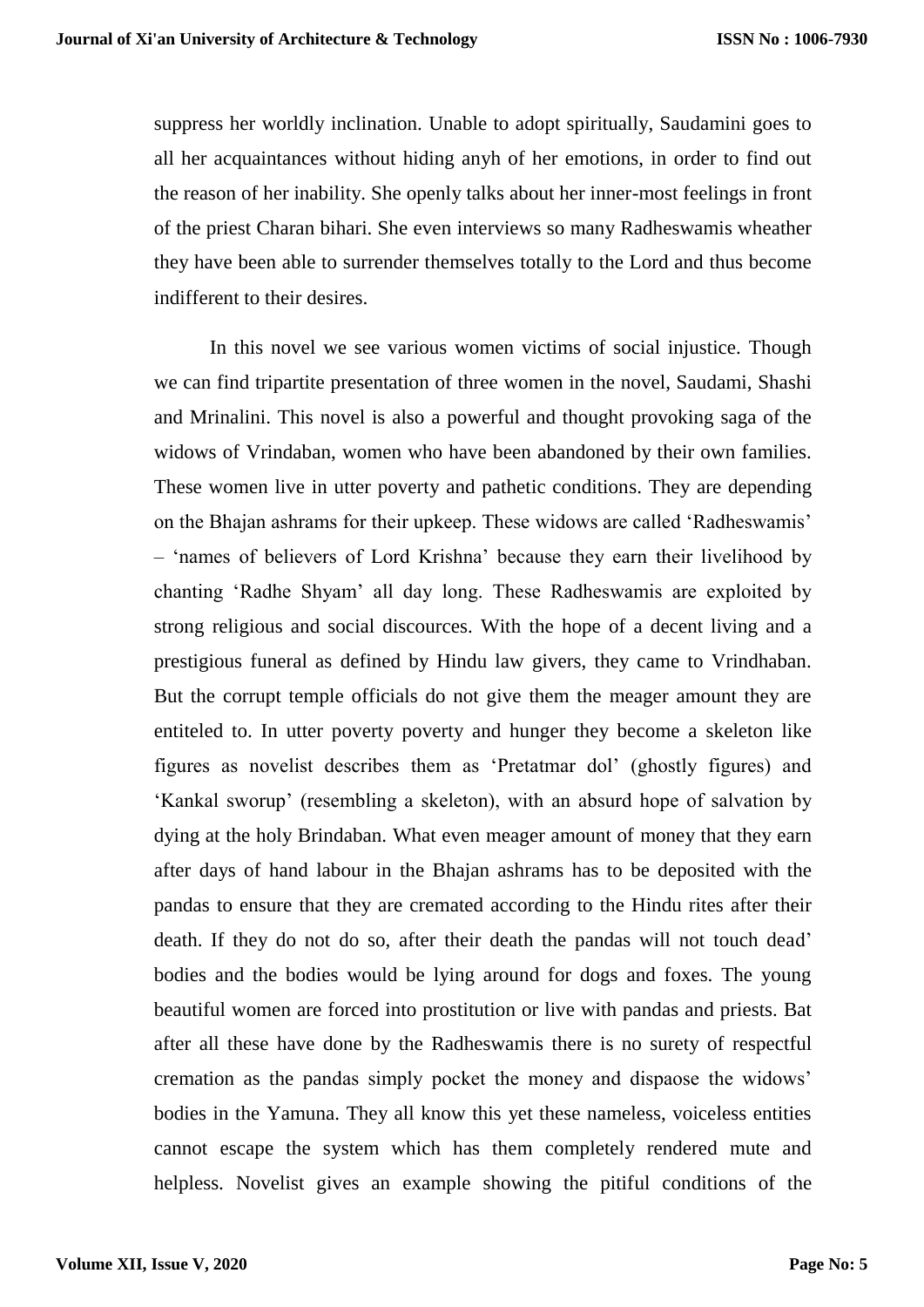suppress her worldly inclination. Unable to adopt spiritually, Saudamini goes to all her acquaintances without hiding anyh of her emotions, in order to find out the reason of her inability. She openly talks about her inner-most feelings in front of the priest Charan bihari. She even interviews so many Radheswamis wheather they have been able to surrender themselves totally to the Lord and thus become indifferent to their desires.

In this novel we see various women victims of social injustice. Though we can find tripartite presentation of three women in the novel, Saudami, Shashi and Mrinalini. This novel is also a powerful and thought provoking saga of the widows of Vrindaban, women who have been abandoned by their own families. These women live in utter poverty and pathetic conditions. They are depending on the Bhajan ashrams for their upkeep. These widows are called 'Radheswamis' – 'names of believers of Lord Krishna' because they earn their livelihood by chanting 'Radhe Shyam' all day long. These Radheswamis are exploited by strong religious and social discources. With the hope of a decent living and a prestigious funeral as defined by Hindu law givers, they came to Vrindhaban. But the corrupt temple officials do not give them the meager amount they are entiteled to. In utter poverty poverty and hunger they become a skeleton like figures as novelist describes them as 'Pretatmar dol' (ghostly figures) and 'Kankal sworup' (resembling a skeleton), with an absurd hope of salvation by dying at the holy Brindaban. What even meager amount of money that they earn after days of hand labour in the Bhajan ashrams has to be deposited with the pandas to ensure that they are cremated according to the Hindu rites after their death. If they do not do so, after their death the pandas will not touch dead' bodies and the bodies would be lying around for dogs and foxes. The young beautiful women are forced into prostitution or live with pandas and priests. Bat after all these have done by the Radheswamis there is no surety of respectful cremation as the pandas simply pocket the money and dispaose the widows' bodies in the Yamuna. They all know this yet these nameless, voiceless entities cannot escape the system which has them completely rendered mute and helpless. Novelist gives an example showing the pitiful conditions of the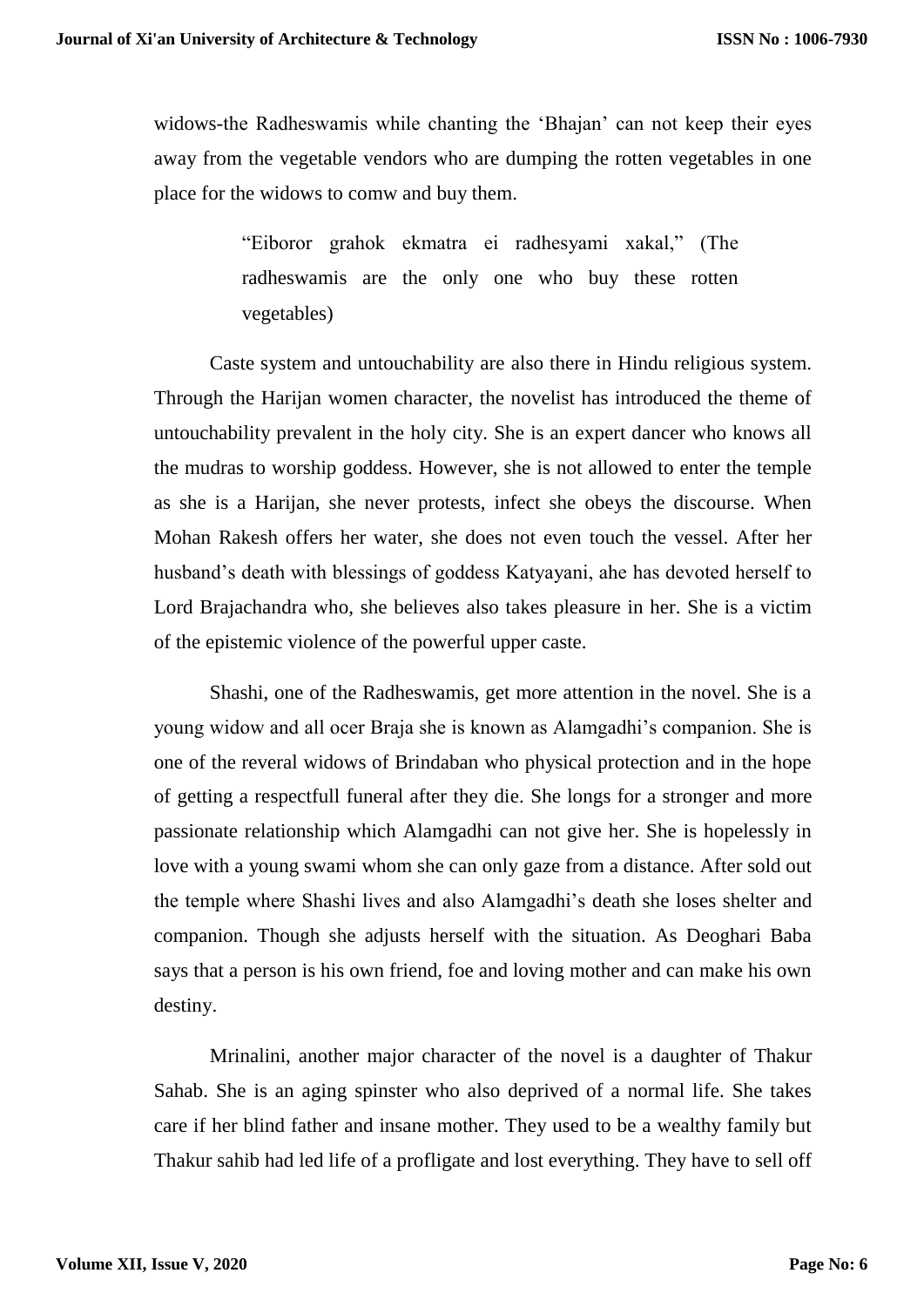widows-the Radheswamis while chanting the 'Bhajan' can not keep their eyes away from the vegetable vendors who are dumping the rotten vegetables in one place for the widows to comw and buy them.

> "Eiboror grahok ekmatra ei radhesyami xakal," (The radheswamis are the only one who buy these rotten vegetables)

Caste system and untouchability are also there in Hindu religious system. Through the Harijan women character, the novelist has introduced the theme of untouchability prevalent in the holy city. She is an expert dancer who knows all the mudras to worship goddess. However, she is not allowed to enter the temple as she is a Harijan, she never protests, infect she obeys the discourse. When Mohan Rakesh offers her water, she does not even touch the vessel. After her husband's death with blessings of goddess Katyayani, ahe has devoted herself to Lord Brajachandra who, she believes also takes pleasure in her. She is a victim of the epistemic violence of the powerful upper caste.

Shashi, one of the Radheswamis, get more attention in the novel. She is a young widow and all ocer Braja she is known as Alamgadhi's companion. She is one of the reveral widows of Brindaban who physical protection and in the hope of getting a respectfull funeral after they die. She longs for a stronger and more passionate relationship which Alamgadhi can not give her. She is hopelessly in love with a young swami whom she can only gaze from a distance. After sold out the temple where Shashi lives and also Alamgadhi's death she loses shelter and companion. Though she adjusts herself with the situation. As Deoghari Baba says that a person is his own friend, foe and loving mother and can make his own destiny.

Mrinalini, another major character of the novel is a daughter of Thakur Sahab. She is an aging spinster who also deprived of a normal life. She takes care if her blind father and insane mother. They used to be a wealthy family but Thakur sahib had led life of a profligate and lost everything. They have to sell off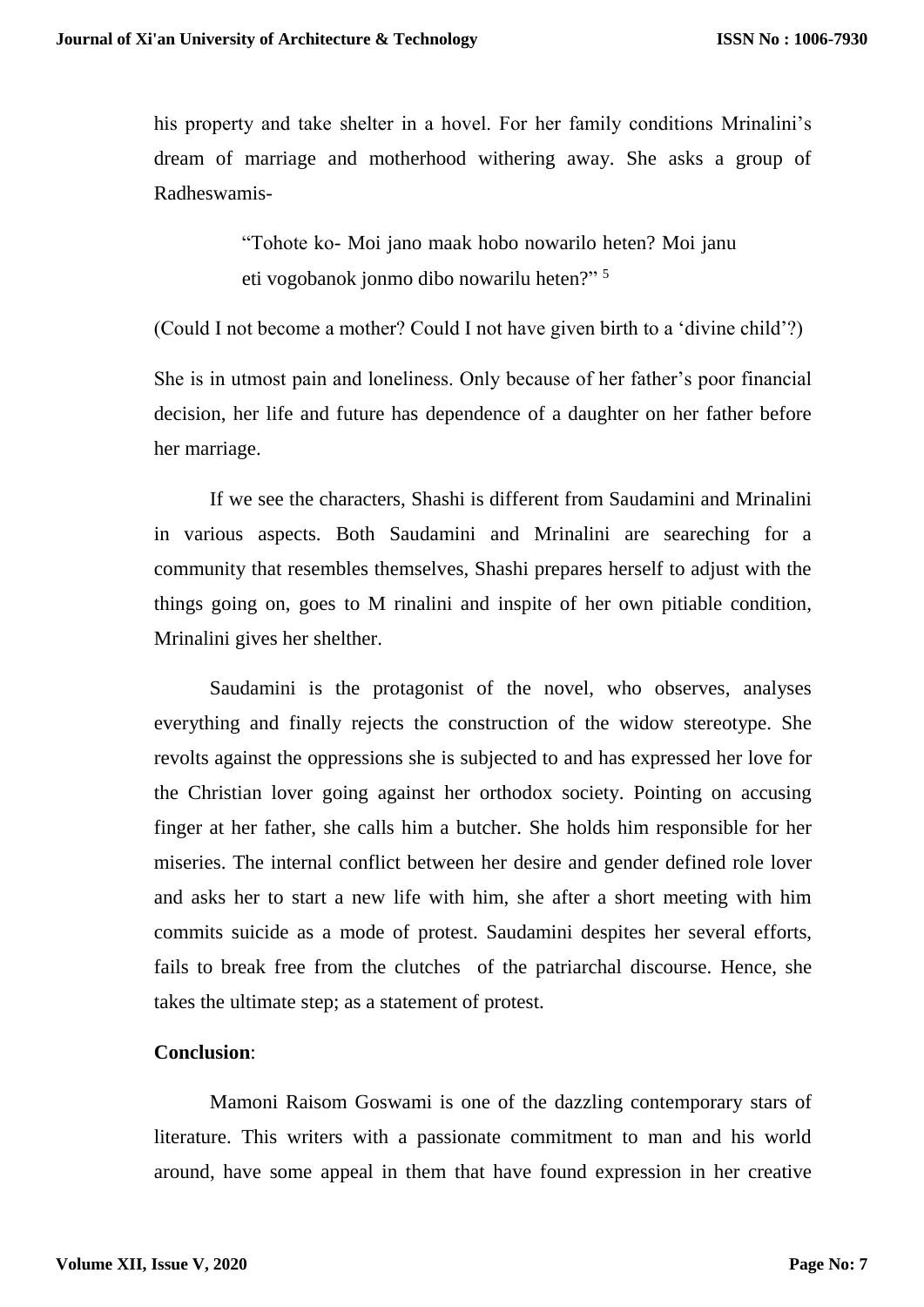his property and take shelter in a hovel. For her family conditions Mrinalini's dream of marriage and motherhood withering away. She asks a group of Radheswamis-

> "Tohote ko- Moi jano maak hobo nowarilo heten? Moi janu eti vogobanok jonmo dibo nowarilu heten?" [5]

(Could I not become a mother? Could I not have given birth to a 'divine child'?)

She is in utmost pain and loneliness. Only because of her father's poor financial decision, her life and future has dependence of a daughter on her father before her marriage.

If we see the characters, Shashi is different from Saudamini and Mrinalini in various aspects. Both Saudamini and Mrinalini are seareching for a community that resembles themselves, Shashi prepares herself to adjust with the things going on, goes to M rinalini and inspite of her own pitiable condition, Mrinalini gives her shelther.

Saudamini is the protagonist of the novel, who observes, analyses everything and finally rejects the construction of the widow stereotype. She revolts against the oppressions she is subjected to and has expressed her love for the Christian lover going against her orthodox society. Pointing on accusing finger at her father, she calls him a butcher. She holds him responsible for her miseries. The internal conflict between her desire and gender defined role lover and asks her to start a new life with him, she after a short meeting with him commits suicide as a mode of protest. Saudamini despites her several efforts, fails to break free from the clutches of the patriarchal discourse. Hence, she takes the ultimate step; as a statement of protest.

**Conclusion**:

Mamoni Raisom Goswami is one of the dazzling contemporary stars of literature. This writers with a passionate commitment to man and his world around, have some appeal in them that have found expression in her creative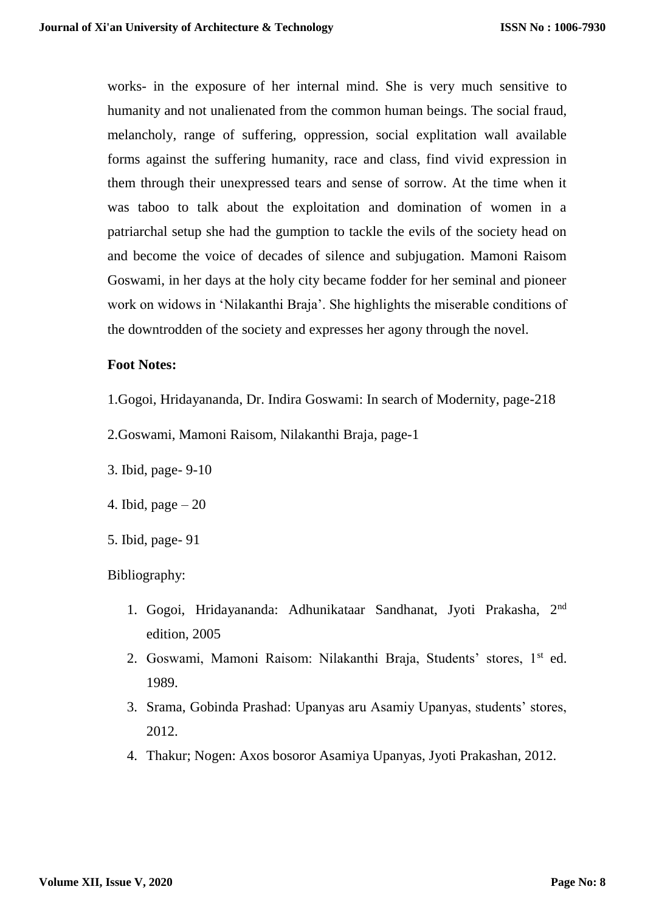works- in the exposure of her internal mind. She is very much sensitive to humanity and not unalienated from the common human beings. The social fraud, melancholy, range of suffering, oppression, social explitation wall available forms against the suffering humanity, race and class, find vivid expression in them through their unexpressed tears and sense of sorrow. At the time when it was taboo to talk about the exploitation and domination of women in a patriarchal setup she had the gumption to tackle the evils of the society head on and become the voice of decades of silence and subjugation. Mamoni Raisom Goswami, in her days at the holy city became fodder for her seminal and pioneer work on widows in 'Nilakanthi Braja'. She highlights the miserable conditions of the downtrodden of the society and expresses her agony through the novel.

**Foot Notes:**

1.Gogoi, Hridayananda, Dr. Indira Goswami: In search of Modernity, page-218

2.Goswami, Mamoni Raisom, Nilakanthi Braja, page-1

3. Ibid, page- 9-10

4. Ibid, page – 20

5. Ibid, page- 91

Bibliography:

1. Gogoi, Hridayananda: Adhunikataar Sandhanat, Jyoti Prakasha, 2nd edition, 2005
2. Goswami, Mamoni Raisom: Nilakanthi Braja, Students' stores, 1st ed. 1989.
3. Srama, Gobinda Prashad: Upanyas aru Asamiy Upanyas, students' stores, 2012.
4. Thakur; Nogen: Axos bosoror Asamiya Upanyas, Jyoti Prakashan, 2012.